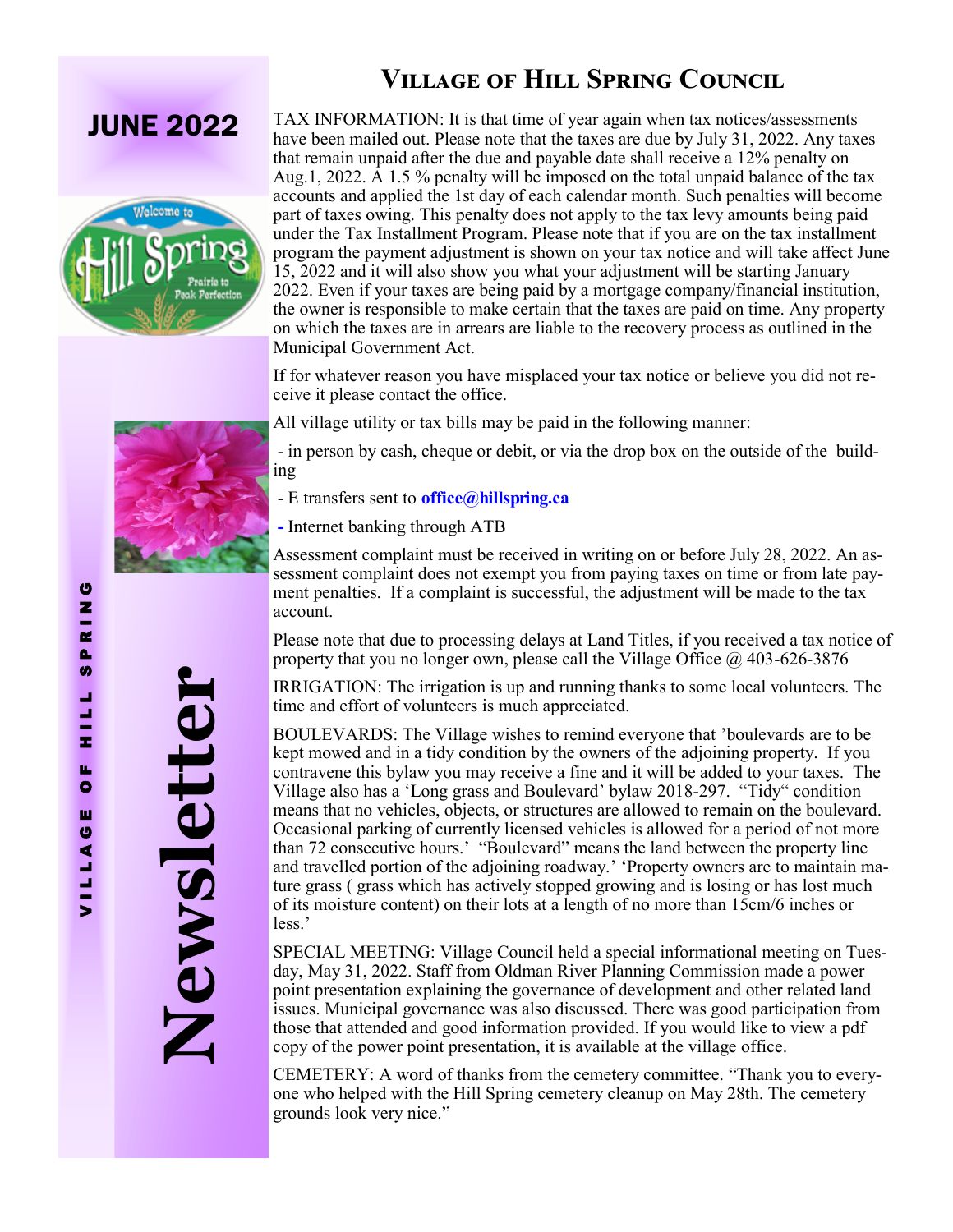# Village of Hill Spring Council

**JUNE 2022**

VILLAGE OF HILL SPRING

**Newsletter**

TAX INFORMATION: It is that time of year again when tax notices/assessments have been mailed out. Please note that the taxes are due by July 31, 2022. Any taxes that remain unpaid after the due and payable date shall receive a 12% penalty on Aug.1, 2022. A 1.5 % penalty will be imposed on the total unpaid balance of the tax accounts and applied the 1st day of each calendar month. Such penalties will become part of taxes owing. This penalty does not apply to the tax levy amounts being paid under the Tax Installment Program. Please note that if you are on the tax installment program the payment adjustment is shown on your tax notice and will take affect June 15, 2022 and it will also show you what your adjustment will be starting January 2022. Even if your taxes are being paid by a mortgage company/financial institution, the owner is responsible to make certain that the taxes are paid on time. Any property on which the taxes are in arrears are liable to the recovery process as outlined in the Municipal Government Act.

If for whatever reason you have misplaced your tax notice or believe you did not receive it please contact the office.

All village utility or tax bills may be paid in the following manner:

- in person by cash, cheque or debit, or via the drop box on the outside of the building
- E transfers sent to **office@hillspring.ca**
- Internet banking through ATB

Assessment complaint must be received in writing on or before July 28, 2022. An assessment complaint does not exempt you from paying taxes on time or from late payment penalties. If a complaint is successful, the adjustment will be made to the tax account.

Please note that due to processing delays at Land Titles, if you received a tax notice of property that you no longer own, please call the Village Office @ 403-626-3876

IRRIGATION: The irrigation is up and running thanks to some local volunteers. The time and effort of volunteers is much appreciated.

BOULEVARDS: The Village wishes to remind everyone that 'boulevards are to be kept mowed and in a tidy condition by the owners of the adjoining property. If you contravene this bylaw you may receive a fine and it will be added to your taxes. The Village also has a 'Long grass and Boulevard' bylaw 2018-297. "Tidy" condition means that no vehicles, objects, or structures are allowed to remain on the boulevard. Occasional parking of currently licensed vehicles is allowed for a period of not more than 72 consecutive hours.' "Boulevard" means the land between the property line and travelled portion of the adjoining roadway.' 'Property owners are to maintain mature grass ( grass which has actively stopped growing and is losing or has lost much of its moisture content) on their lots at a length of no more than 15cm/6 inches or less.'

SPECIAL MEETING: Village Council held a special informational meeting on Tuesday, May 31, 2022. Staff from Oldman River Planning Commission made a power point presentation explaining the governance of development and other related land issues. Municipal governance was also discussed. There was good participation from those that attended and good information provided. If you would like to view a pdf copy of the power point presentation, it is available at the village office.

CEMETERY: A word of thanks from the cemetery committee. "Thank you to everyone who helped with the Hill Spring cemetery cleanup on May 28th. The cemetery grounds look very nice."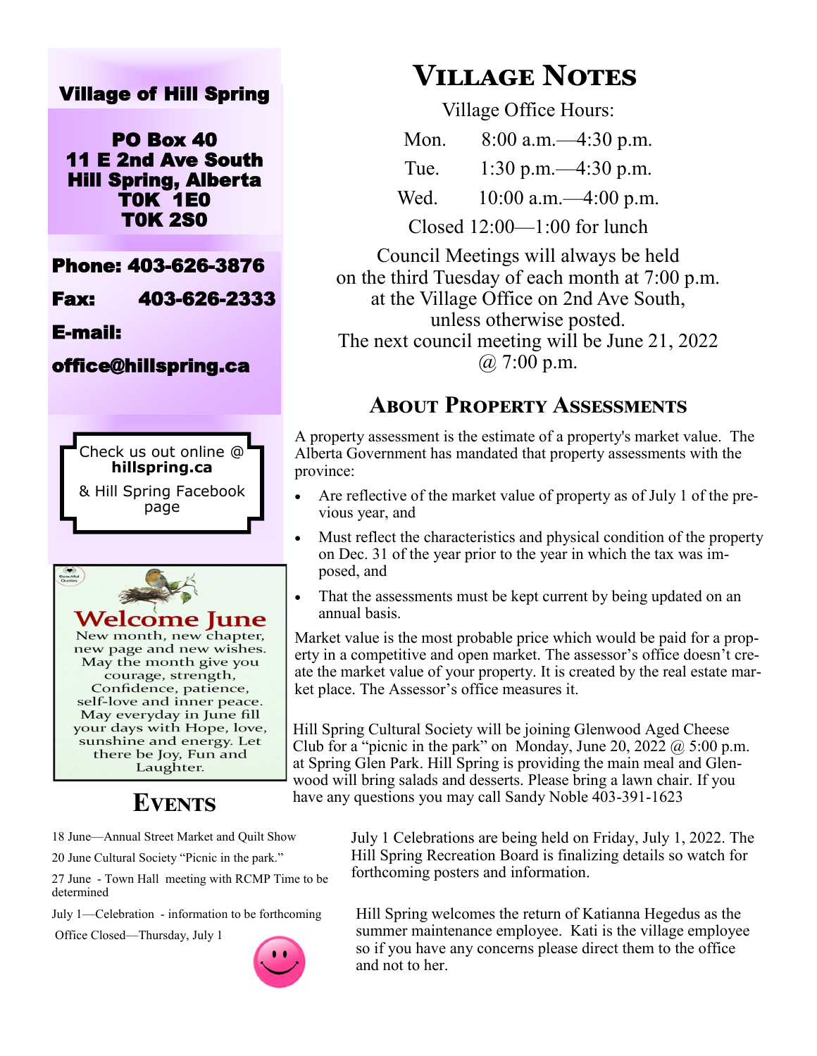**Village of Hill Spring**

**PO Box 40**
**11 E 2nd Ave South**
**Hill Spring, Alberta**
**T0K 1E0**
**T0K 2S0**

**Phone: 403-626-3876**

**Fax: 403-626-2333**

**E-mail:**

**office@hillspring.ca**

Check us out online @ **hillspring.ca**

& Hill Spring Facebook page

**Welcome June**

New month, new chapter, new page and new wishes. May the month give you courage, strength, Confidence, patience, self-love and inner peace. May everyday in June fill your days with Hope, love, sunshine and energy. Let there be Joy, Fun and Laughter.

# Village Notes

Village Office Hours:

| | |
|---|---|
| Mon. | 8:00 a.m.—4:30 p.m. |
| Tue. | 1:30 p.m.—4:30 p.m. |
| Wed. | 10:00 a.m.—4:00 p.m. |

Closed 12:00—1:00 for lunch

Council Meetings will always be held on the third Tuesday of each month at 7:00 p.m. at the Village Office on 2nd Ave South, unless otherwise posted. The next council meeting will be June 21, 2022 @ 7:00 p.m.

## About Property Assessments

A property assessment is the estimate of a property's market value. The Alberta Government has mandated that property assessments with the province:

- Are reflective of the market value of property as of July 1 of the previous year, and
- Must reflect the characteristics and physical condition of the property on Dec. 31 of the year prior to the year in which the tax was imposed, and
- That the assessments must be kept current by being updated on an annual basis.

Market value is the most probable price which would be paid for a property in a competitive and open market. The assessor's office doesn't create the market value of your property. It is created by the real estate market place. The Assessor's office measures it.

Hill Spring Cultural Society will be joining Glenwood Aged Cheese Club for a "picnic in the park" on Monday, June 20, 2022 @ 5:00 p.m. at Spring Glen Park. Hill Spring is providing the main meal and Glenwood will bring salads and desserts. Please bring a lawn chair. If you have any questions you may call Sandy Noble 403-391-1623

July 1 Celebrations are being held on Friday, July 1, 2022. The Hill Spring Recreation Board is finalizing details so watch for forthcoming posters and information.

Hill Spring welcomes the return of Katianna Hegedus as the summer maintenance employee. Kati is the village employee so if you have any concerns please direct them to the office and not to her.

## Events

18 June—Annual Street Market and Quilt Show

20 June Cultural Society "Picnic in the park."

27 June - Town Hall meeting with RCMP Time to be determined

July 1—Celebration - information to be forthcoming

Office Closed—Thursday, July 1